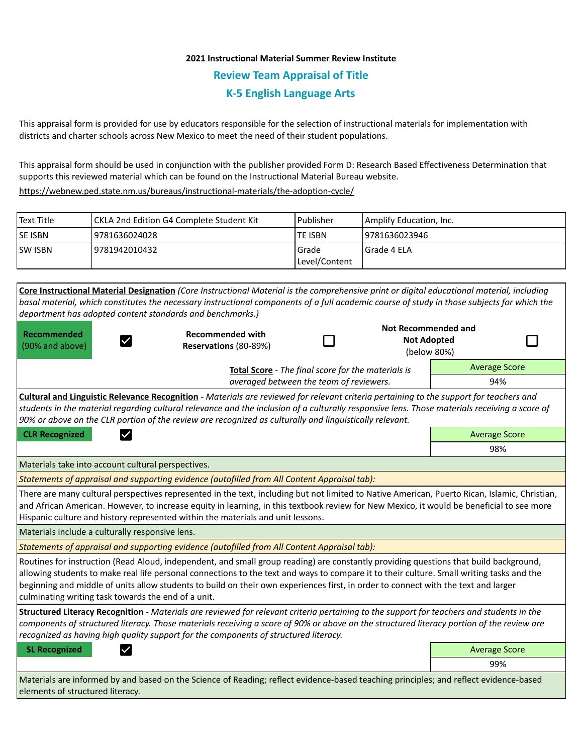**2021 Instructional Material Summer Review Institute**

## Review Team Appraisal of Title

## K-5 English Language Arts

This appraisal form is provided for use by educators responsible for the selection of instructional materials for implementation with districts and charter schools across New Mexico to meet the need of their student populations.

This appraisal form should be used in conjunction with the publisher provided Form D: Research Based Effectiveness Determination that supports this reviewed material which can be found on the Instructional Material Bureau website.

https://webnew.ped.state.nm.us/bureaus/instructional-materials/the-adoption-cycle/

| Text Title | CKLA 2nd Edition G4 Complete Student Kit | Publisher | Amplify Education, Inc. |
|---|---|---|---|
| SE ISBN | 9781636024028 | TE ISBN | 9781636023946 |
| SW ISBN | 9781942010432 | Grade Level/Content | Grade 4 ELA |

**Core Instructional Material Designation** *(Core Instructional Material is the comprehensive print or digital educational material, including basal material, which constitutes the necessary instructional components of a full academic course of study in those subjects for which the department has adopted content standards and benchmarks.)*

| Recommended (90% and above) | ☑ | Recommended with Reservations (80-89%) | ☐ | Not Recommended and Not Adopted (below 80%) | ☐ |
|---|---|---|---|---|---|

**Total Score** - *The final score for the materials is averaged between the team of reviewers.*

| Average Score |
|---|
| 94% |

**Cultural and Linguistic Relevance Recognition** - *Materials are reviewed for relevant criteria pertaining to the support for teachers and students in the material regarding cultural relevance and the inclusion of a culturally responsive lens. Those materials receiving a score of 90% or above on the CLR portion of the review are recognized as culturally and linguistically relevant.*

**CLR Recognized** ☑

| Average Score |
|---|
| 98% |

Materials take into account cultural perspectives.

*Statements of appraisal and supporting evidence (autofilled from All Content Appraisal tab):*

There are many cultural perspectives represented in the text, including but not limited to Native American, Puerto Rican, Islamic, Christian, and African American. However, to increase equity in learning, in this textbook review for New Mexico, it would be beneficial to see more Hispanic culture and history represented within the materials and unit lessons.

Materials include a culturally responsive lens.

*Statements of appraisal and supporting evidence (autofilled from All Content Appraisal tab):*

Routines for instruction (Read Aloud, independent, and small group reading) are constantly providing questions that build background, allowing students to make real life personal connections to the text and ways to compare it to their culture. Small writing tasks and the beginning and middle of units allow students to build on their own experiences first, in order to connect with the text and larger culminating writing task towards the end of a unit.

**Structured Literacy Recognition** - *Materials are reviewed for relevant criteria pertaining to the support for teachers and students in the components of structured literacy. Those materials receiving a score of 90% or above on the structured literacy portion of the review are recognized as having high quality support for the components of structured literacy.*

**SL Recognized** ☑

| Average Score |
|---|
| 99% |

Materials are informed by and based on the Science of Reading; reflect evidence-based teaching principles; and reflect evidence-based elements of structured literacy.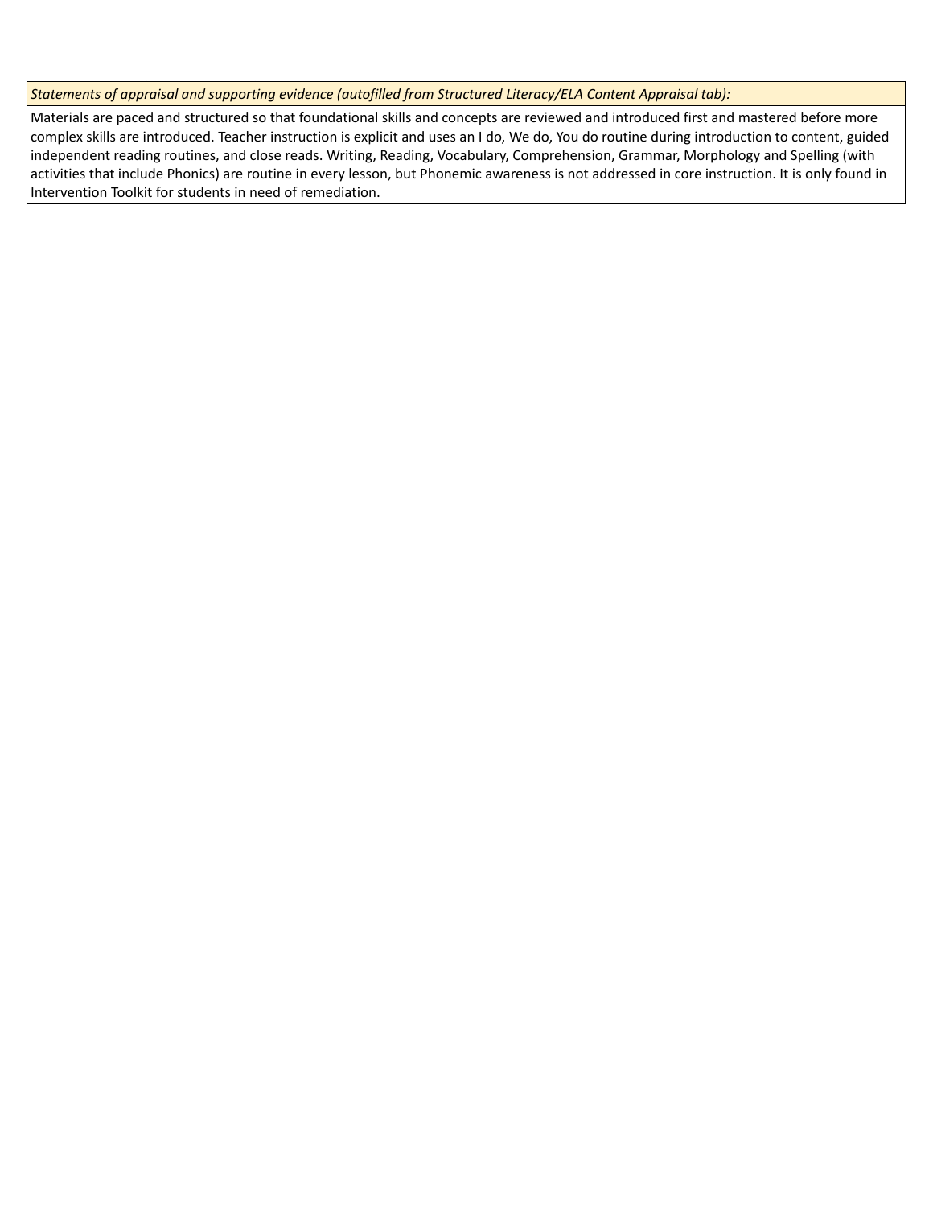| *Statements of appraisal and supporting evidence (autofilled from Structured Literacy/ELA Content Appraisal tab):* |
| --- |
| Materials are paced and structured so that foundational skills and concepts are reviewed and introduced first and mastered before more complex skills are introduced. Teacher instruction is explicit and uses an I do, We do, You do routine during introduction to content, guided independent reading routines, and close reads. Writing, Reading, Vocabulary, Comprehension, Grammar, Morphology and Spelling (with activities that include Phonics) are routine in every lesson, but Phonemic awareness is not addressed in core instruction. It is only found in Intervention Toolkit for students in need of remediation. |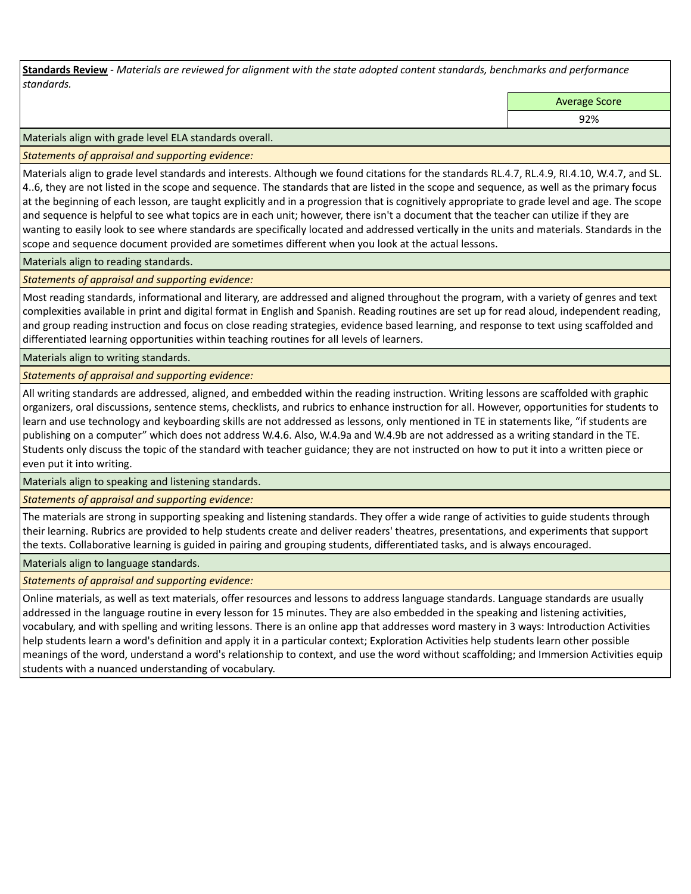**Standards Review** - *Materials are reviewed for alignment with the state adopted content standards, benchmarks and performance standards.*

| | Average Score |
|---|---|
| | 92% |

Materials align with grade level ELA standards overall.

*Statements of appraisal and supporting evidence:*

Materials align to grade level standards and interests. Although we found citations for the standards RL.4.7, RL.4.9, RI.4.10, W.4.7, and SL.4..6, they are not listed in the scope and sequence. The standards that are listed in the scope and sequence, as well as the primary focus at the beginning of each lesson, are taught explicitly and in a progression that is cognitively appropriate to grade level and age. The scope and sequence is helpful to see what topics are in each unit; however, there isn't a document that the teacher can utilize if they are wanting to easily look to see where standards are specifically located and addressed vertically in the units and materials. Standards in the scope and sequence document provided are sometimes different when you look at the actual lessons.

Materials align to reading standards.

*Statements of appraisal and supporting evidence:*

Most reading standards, informational and literary, are addressed and aligned throughout the program, with a variety of genres and text complexities available in print and digital format in English and Spanish. Reading routines are set up for read aloud, independent reading, and group reading instruction and focus on close reading strategies, evidence based learning, and response to text using scaffolded and differentiated learning opportunities within teaching routines for all levels of learners.

Materials align to writing standards.

*Statements of appraisal and supporting evidence:*

All writing standards are addressed, aligned, and embedded within the reading instruction. Writing lessons are scaffolded with graphic organizers, oral discussions, sentence stems, checklists, and rubrics to enhance instruction for all. However, opportunities for students to learn and use technology and keyboarding skills are not addressed as lessons, only mentioned in TE in statements like, "if students are publishing on a computer" which does not address W.4.6. Also, W.4.9a and W.4.9b are not addressed as a writing standard in the TE. Students only discuss the topic of the standard with teacher guidance; they are not instructed on how to put it into a written piece or even put it into writing.

Materials align to speaking and listening standards.

*Statements of appraisal and supporting evidence:*

The materials are strong in supporting speaking and listening standards. They offer a wide range of activities to guide students through their learning. Rubrics are provided to help students create and deliver readers' theatres, presentations, and experiments that support the texts. Collaborative learning is guided in pairing and grouping students, differentiated tasks, and is always encouraged.

Materials align to language standards.

*Statements of appraisal and supporting evidence:*

Online materials, as well as text materials, offer resources and lessons to address language standards. Language standards are usually addressed in the language routine in every lesson for 15 minutes. They are also embedded in the speaking and listening activities, vocabulary, and with spelling and writing lessons. There is an online app that addresses word mastery in 3 ways: Introduction Activities help students learn a word's definition and apply it in a particular context; Exploration Activities help students learn other possible meanings of the word, understand a word's relationship to context, and use the word without scaffolding; and Immersion Activities equip students with a nuanced understanding of vocabulary.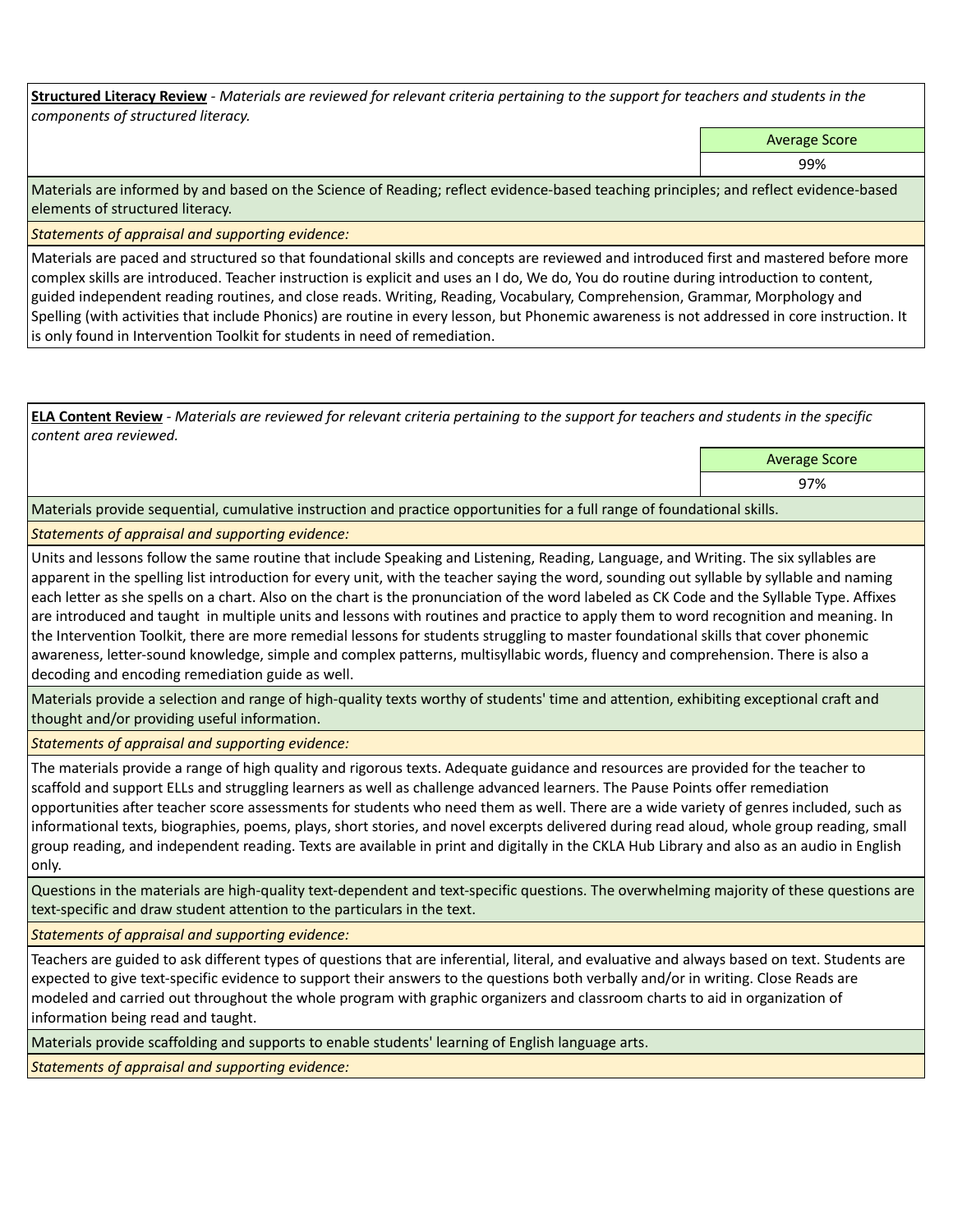**Structured Literacy Review** - *Materials are reviewed for relevant criteria pertaining to the support for teachers and students in the components of structured literacy.*

| Average Score |
| --- |
| 99% |

Materials are informed by and based on the Science of Reading; reflect evidence-based teaching principles; and reflect evidence-based elements of structured literacy.

*Statements of appraisal and supporting evidence:*

Materials are paced and structured so that foundational skills and concepts are reviewed and introduced first and mastered before more complex skills are introduced. Teacher instruction is explicit and uses an I do, We do, You do routine during introduction to content, guided independent reading routines, and close reads. Writing, Reading, Vocabulary, Comprehension, Grammar, Morphology and Spelling (with activities that include Phonics) are routine in every lesson, but Phonemic awareness is not addressed in core instruction. It is only found in Intervention Toolkit for students in need of remediation.

**ELA Content Review** - *Materials are reviewed for relevant criteria pertaining to the support for teachers and students in the specific content area reviewed.*

| Average Score |
| --- |
| 97% |

Materials provide sequential, cumulative instruction and practice opportunities for a full range of foundational skills.

*Statements of appraisal and supporting evidence:*

Units and lessons follow the same routine that include Speaking and Listening, Reading, Language, and Writing. The six syllables are apparent in the spelling list introduction for every unit, with the teacher saying the word, sounding out syllable by syllable and naming each letter as she spells on a chart. Also on the chart is the pronunciation of the word labeled as CK Code and the Syllable Type. Affixes are introduced and taught in multiple units and lessons with routines and practice to apply them to word recognition and meaning. In the Intervention Toolkit, there are more remedial lessons for students struggling to master foundational skills that cover phonemic awareness, letter-sound knowledge, simple and complex patterns, multisyllabic words, fluency and comprehension. There is also a decoding and encoding remediation guide as well.

Materials provide a selection and range of high-quality texts worthy of students' time and attention, exhibiting exceptional craft and thought and/or providing useful information.

*Statements of appraisal and supporting evidence:*

The materials provide a range of high quality and rigorous texts. Adequate guidance and resources are provided for the teacher to scaffold and support ELLs and struggling learners as well as challenge advanced learners. The Pause Points offer remediation opportunities after teacher score assessments for students who need them as well. There are a wide variety of genres included, such as informational texts, biographies, poems, plays, short stories, and novel excerpts delivered during read aloud, whole group reading, small group reading, and independent reading. Texts are available in print and digitally in the CKLA Hub Library and also as an audio in English only.

Questions in the materials are high-quality text-dependent and text-specific questions. The overwhelming majority of these questions are text-specific and draw student attention to the particulars in the text.

*Statements of appraisal and supporting evidence:*

Teachers are guided to ask different types of questions that are inferential, literal, and evaluative and always based on text. Students are expected to give text-specific evidence to support their answers to the questions both verbally and/or in writing. Close Reads are modeled and carried out throughout the whole program with graphic organizers and classroom charts to aid in organization of information being read and taught.

Materials provide scaffolding and supports to enable students' learning of English language arts.

*Statements of appraisal and supporting evidence:*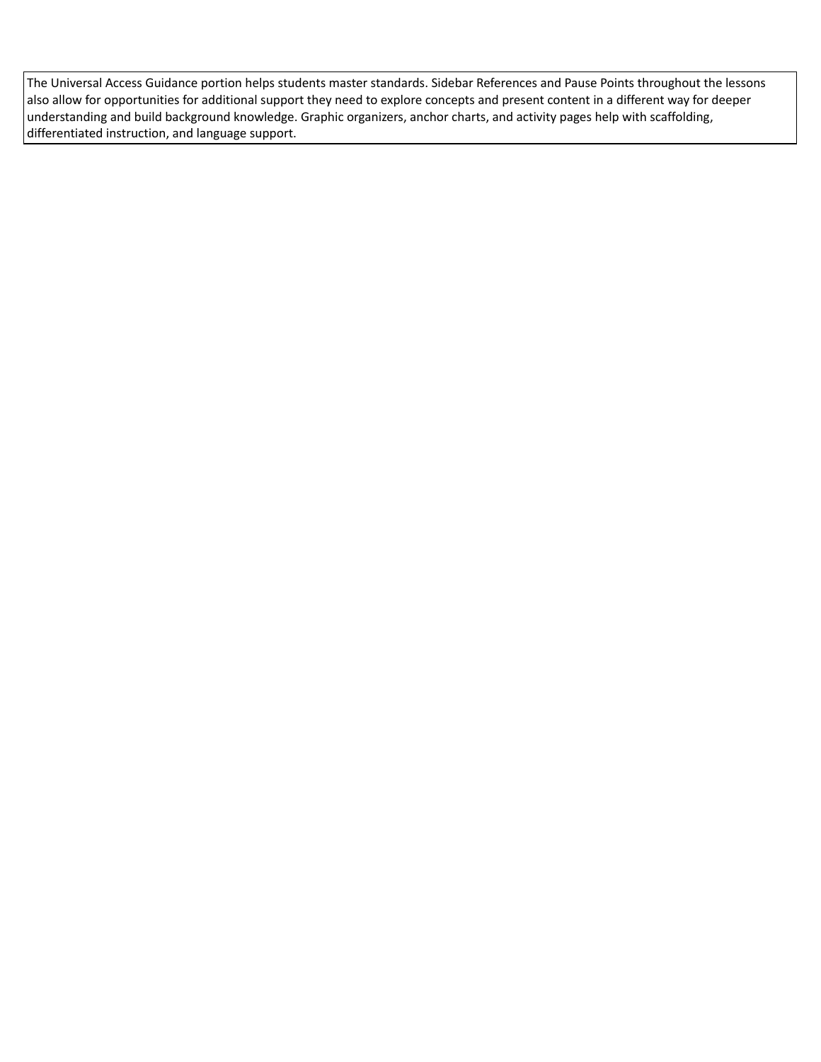The Universal Access Guidance portion helps students master standards. Sidebar References and Pause Points throughout the lessons also allow for opportunities for additional support they need to explore concepts and present content in a different way for deeper understanding and build background knowledge. Graphic organizers, anchor charts, and activity pages help with scaffolding, differentiated instruction, and language support.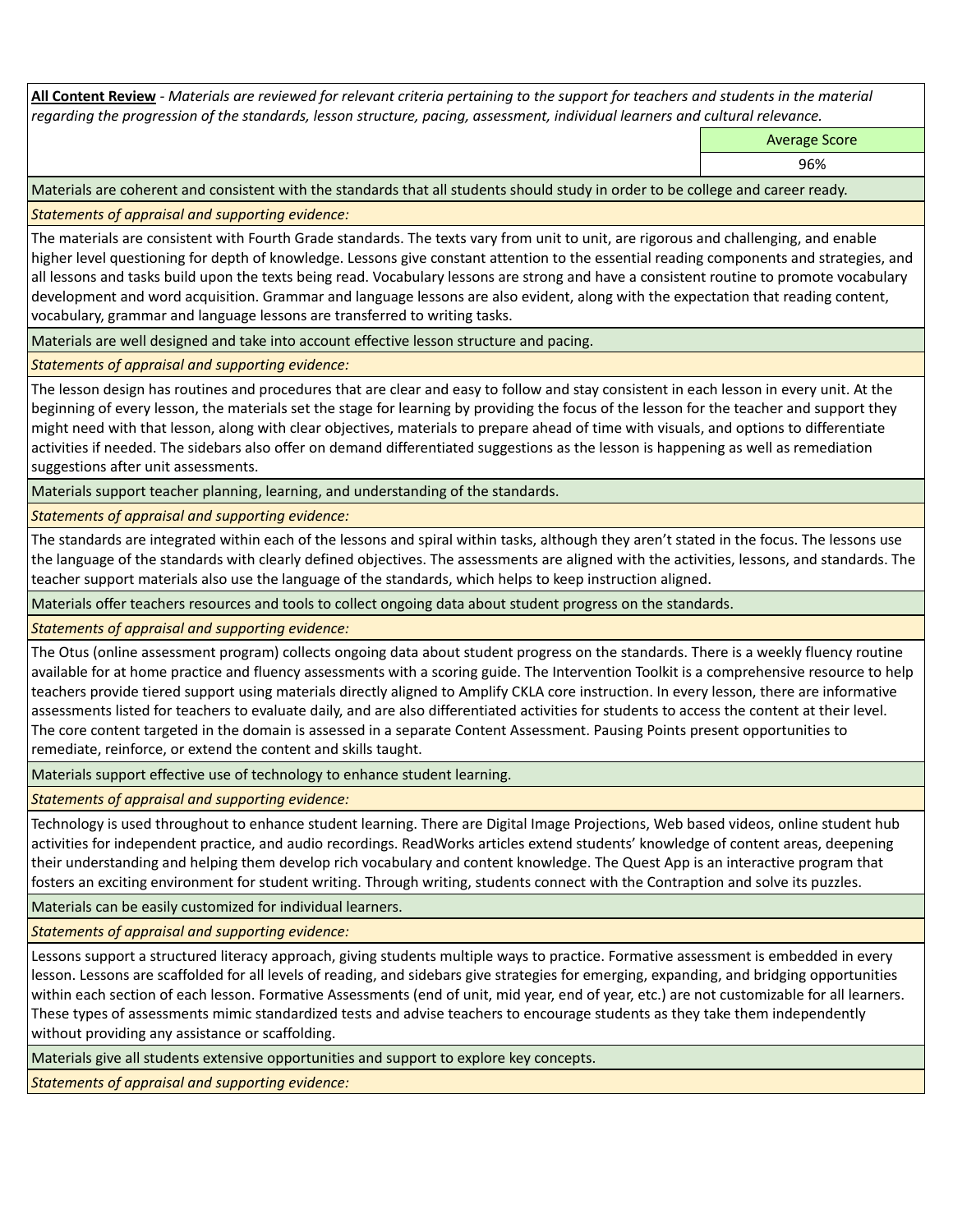**All Content Review** - *Materials are reviewed for relevant criteria pertaining to the support for teachers and students in the material regarding the progression of the standards, lesson structure, pacing, assessment, individual learners and cultural relevance.*

| | Average Score |
|---|---|
| | 96% |

Materials are coherent and consistent with the standards that all students should study in order to be college and career ready.

*Statements of appraisal and supporting evidence:*

The materials are consistent with Fourth Grade standards. The texts vary from unit to unit, are rigorous and challenging, and enable higher level questioning for depth of knowledge. Lessons give constant attention to the essential reading components and strategies, and all lessons and tasks build upon the texts being read. Vocabulary lessons are strong and have a consistent routine to promote vocabulary development and word acquisition. Grammar and language lessons are also evident, along with the expectation that reading content, vocabulary, grammar and language lessons are transferred to writing tasks.

Materials are well designed and take into account effective lesson structure and pacing.

*Statements of appraisal and supporting evidence:*

The lesson design has routines and procedures that are clear and easy to follow and stay consistent in each lesson in every unit. At the beginning of every lesson, the materials set the stage for learning by providing the focus of the lesson for the teacher and support they might need with that lesson, along with clear objectives, materials to prepare ahead of time with visuals, and options to differentiate activities if needed. The sidebars also offer on demand differentiated suggestions as the lesson is happening as well as remediation suggestions after unit assessments.

Materials support teacher planning, learning, and understanding of the standards.

*Statements of appraisal and supporting evidence:*

The standards are integrated within each of the lessons and spiral within tasks, although they aren't stated in the focus. The lessons use the language of the standards with clearly defined objectives. The assessments are aligned with the activities, lessons, and standards. The teacher support materials also use the language of the standards, which helps to keep instruction aligned.

Materials offer teachers resources and tools to collect ongoing data about student progress on the standards.

*Statements of appraisal and supporting evidence:*

The Otus (online assessment program) collects ongoing data about student progress on the standards. There is a weekly fluency routine available for at home practice and fluency assessments with a scoring guide. The Intervention Toolkit is a comprehensive resource to help teachers provide tiered support using materials directly aligned to Amplify CKLA core instruction. In every lesson, there are informative assessments listed for teachers to evaluate daily, and are also differentiated activities for students to access the content at their level. The core content targeted in the domain is assessed in a separate Content Assessment. Pausing Points present opportunities to remediate, reinforce, or extend the content and skills taught.

Materials support effective use of technology to enhance student learning.

*Statements of appraisal and supporting evidence:*

Technology is used throughout to enhance student learning. There are Digital Image Projections, Web based videos, online student hub activities for independent practice, and audio recordings. ReadWorks articles extend students' knowledge of content areas, deepening their understanding and helping them develop rich vocabulary and content knowledge. The Quest App is an interactive program that fosters an exciting environment for student writing. Through writing, students connect with the Contraption and solve its puzzles.

Materials can be easily customized for individual learners.

*Statements of appraisal and supporting evidence:*

Lessons support a structured literacy approach, giving students multiple ways to practice. Formative assessment is embedded in every lesson. Lessons are scaffolded for all levels of reading, and sidebars give strategies for emerging, expanding, and bridging opportunities within each section of each lesson. Formative Assessments (end of unit, mid year, end of year, etc.) are not customizable for all learners. These types of assessments mimic standardized tests and advise teachers to encourage students as they take them independently without providing any assistance or scaffolding.

Materials give all students extensive opportunities and support to explore key concepts.

*Statements of appraisal and supporting evidence:*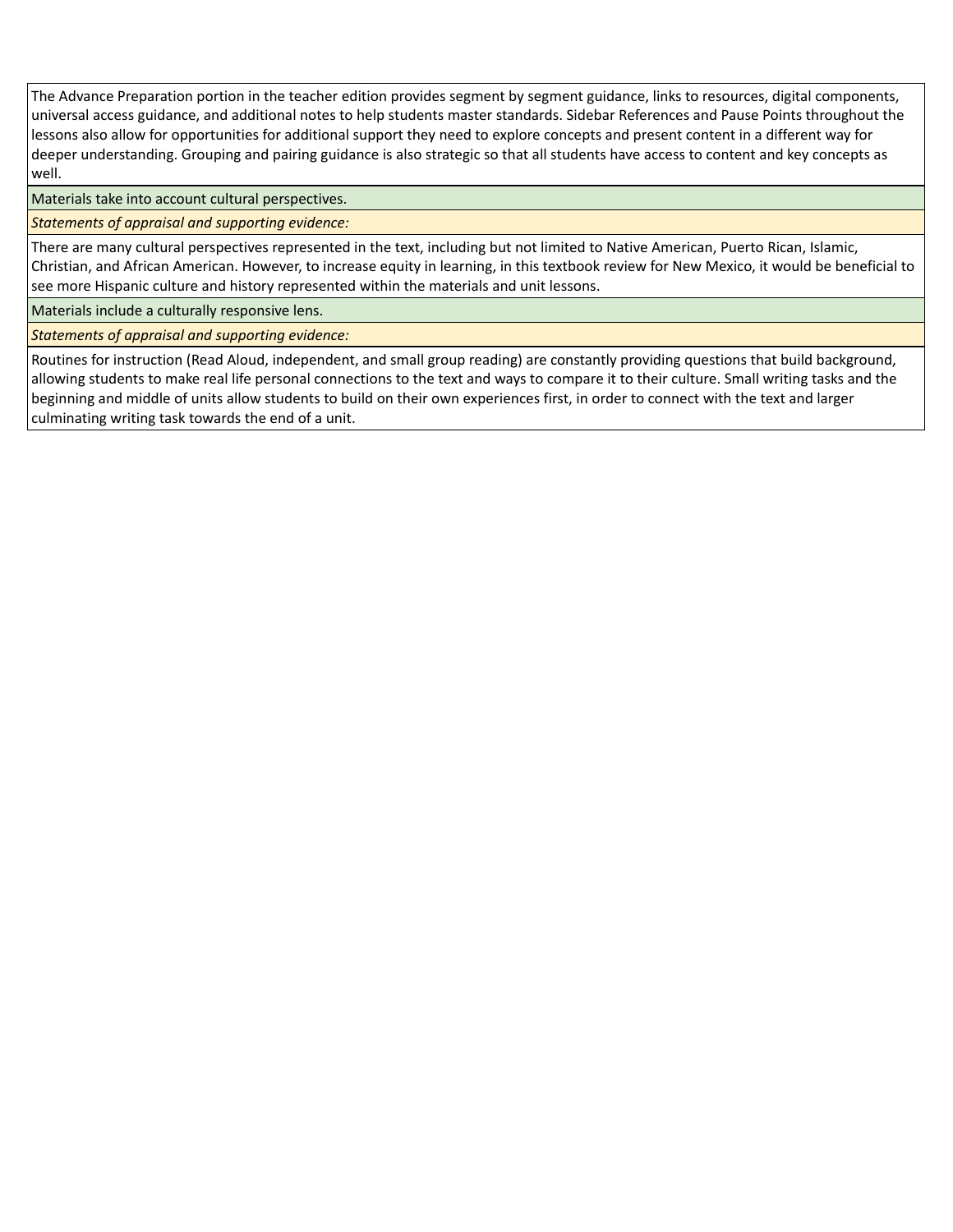The Advance Preparation portion in the teacher edition provides segment by segment guidance, links to resources, digital components, universal access guidance, and additional notes to help students master standards. Sidebar References and Pause Points throughout the lessons also allow for opportunities for additional support they need to explore concepts and present content in a different way for deeper understanding. Grouping and pairing guidance is also strategic so that all students have access to content and key concepts as well.

Materials take into account cultural perspectives.

*Statements of appraisal and supporting evidence:*

There are many cultural perspectives represented in the text, including but not limited to Native American, Puerto Rican, Islamic, Christian, and African American. However, to increase equity in learning, in this textbook review for New Mexico, it would be beneficial to see more Hispanic culture and history represented within the materials and unit lessons.

Materials include a culturally responsive lens.

*Statements of appraisal and supporting evidence:*

Routines for instruction (Read Aloud, independent, and small group reading) are constantly providing questions that build background, allowing students to make real life personal connections to the text and ways to compare it to their culture. Small writing tasks and the beginning and middle of units allow students to build on their own experiences first, in order to connect with the text and larger culminating writing task towards the end of a unit.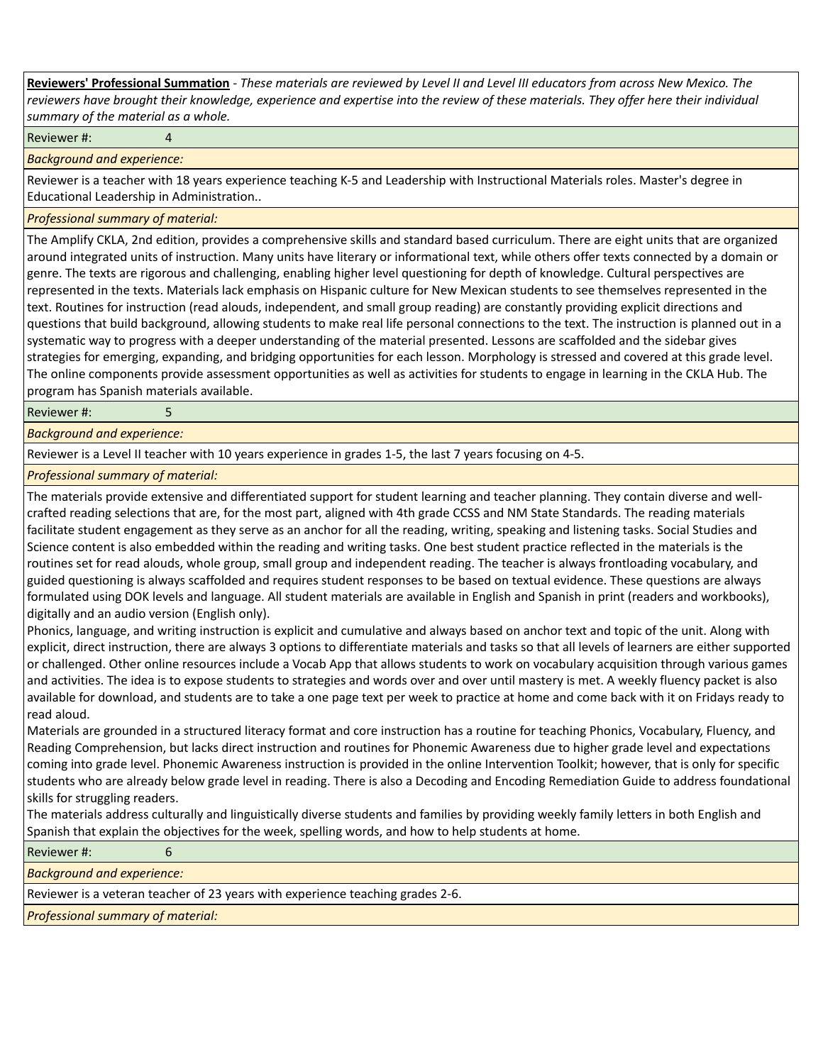**Reviewers' Professional Summation** - *These materials are reviewed by Level II and Level III educators from across New Mexico. The reviewers have brought their knowledge, experience and expertise into the review of these materials. They offer here their individual summary of the material as a whole.*

Reviewer #: 4

*Background and experience:*

Reviewer is a teacher with 18 years experience teaching K-5 and Leadership with Instructional Materials roles. Master's degree in Educational Leadership in Administration..

*Professional summary of material:*

The Amplify CKLA, 2nd edition, provides a comprehensive skills and standard based curriculum. There are eight units that are organized around integrated units of instruction. Many units have literary or informational text, while others offer texts connected by a domain or genre. The texts are rigorous and challenging, enabling higher level questioning for depth of knowledge. Cultural perspectives are represented in the texts. Materials lack emphasis on Hispanic culture for New Mexican students to see themselves represented in the text. Routines for instruction (read alouds, independent, and small group reading) are constantly providing explicit directions and questions that build background, allowing students to make real life personal connections to the text. The instruction is planned out in a systematic way to progress with a deeper understanding of the material presented. Lessons are scaffolded and the sidebar gives strategies for emerging, expanding, and bridging opportunities for each lesson. Morphology is stressed and covered at this grade level. The online components provide assessment opportunities as well as activities for students to engage in learning in the CKLA Hub. The program has Spanish materials available.

Reviewer #: 5

*Background and experience:*

Reviewer is a Level II teacher with 10 years experience in grades 1-5, the last 7 years focusing on 4-5.

*Professional summary of material:*

The materials provide extensive and differentiated support for student learning and teacher planning. They contain diverse and well-crafted reading selections that are, for the most part, aligned with 4th grade CCSS and NM State Standards. The reading materials facilitate student engagement as they serve as an anchor for all the reading, writing, speaking and listening tasks. Social Studies and Science content is also embedded within the reading and writing tasks. One best student practice reflected in the materials is the routines set for read alouds, whole group, small group and independent reading. The teacher is always frontloading vocabulary, and guided questioning is always scaffolded and requires student responses to be based on textual evidence. These questions are always formulated using DOK levels and language. All student materials are available in English and Spanish in print (readers and workbooks), digitally and an audio version (English only).

Phonics, language, and writing instruction is explicit and cumulative and always based on anchor text and topic of the unit. Along with explicit, direct instruction, there are always 3 options to differentiate materials and tasks so that all levels of learners are either supported or challenged. Other online resources include a Vocab App that allows students to work on vocabulary acquisition through various games and activities. The idea is to expose students to strategies and words over and over until mastery is met. A weekly fluency packet is also available for download, and students are to take a one page text per week to practice at home and come back with it on Fridays ready to read aloud.

Materials are grounded in a structured literacy format and core instruction has a routine for teaching Phonics, Vocabulary, Fluency, and Reading Comprehension, but lacks direct instruction and routines for Phonemic Awareness due to higher grade level and expectations coming into grade level. Phonemic Awareness instruction is provided in the online Intervention Toolkit; however, that is only for specific students who are already below grade level in reading. There is also a Decoding and Encoding Remediation Guide to address foundational skills for struggling readers.

The materials address culturally and linguistically diverse students and families by providing weekly family letters in both English and Spanish that explain the objectives for the week, spelling words, and how to help students at home.

Reviewer #: 6

*Background and experience:*

Reviewer is a veteran teacher of 23 years with experience teaching grades 2-6.

*Professional summary of material:*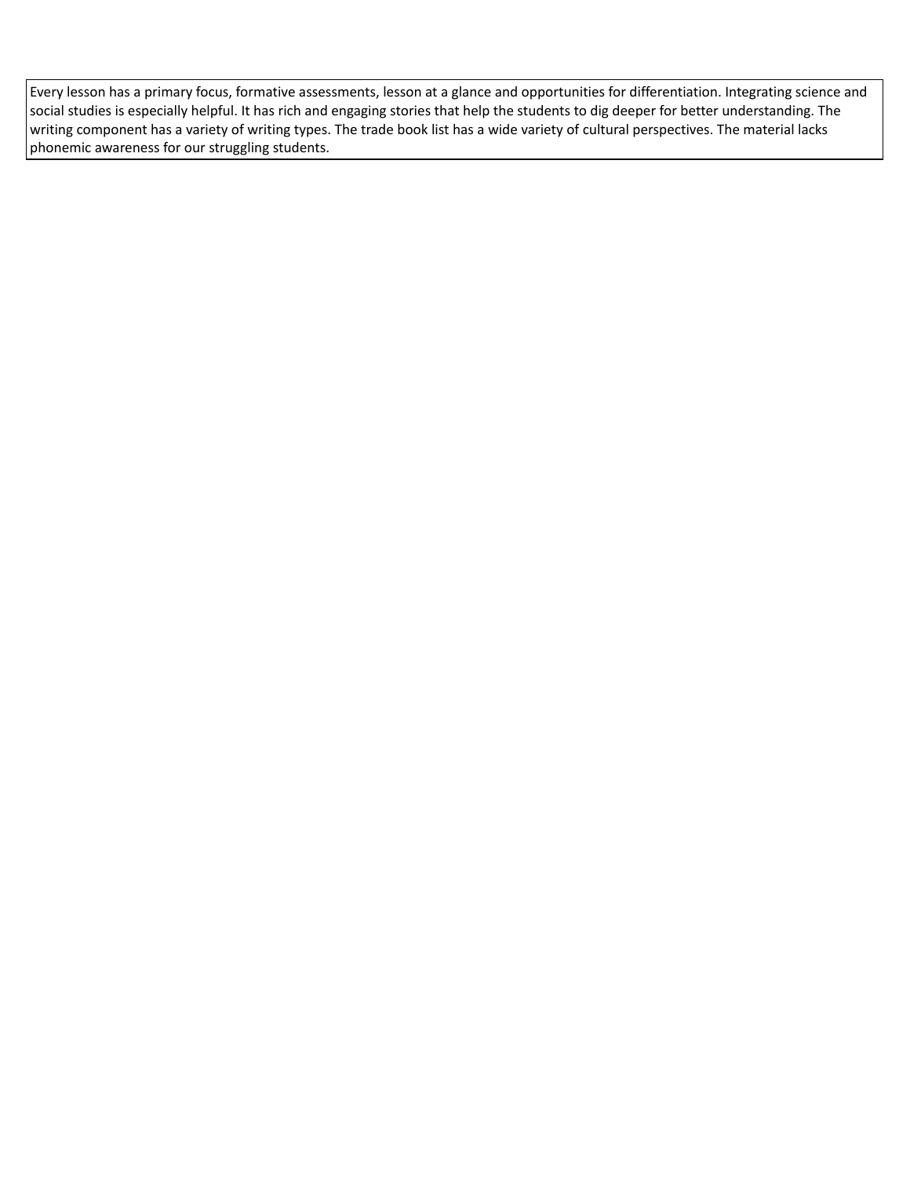Every lesson has a primary focus, formative assessments, lesson at a glance and opportunities for differentiation. Integrating science and social studies is especially helpful. It has rich and engaging stories that help the students to dig deeper for better understanding. The writing component has a variety of writing types. The trade book list has a wide variety of cultural perspectives. The material lacks phonemic awareness for our struggling students.